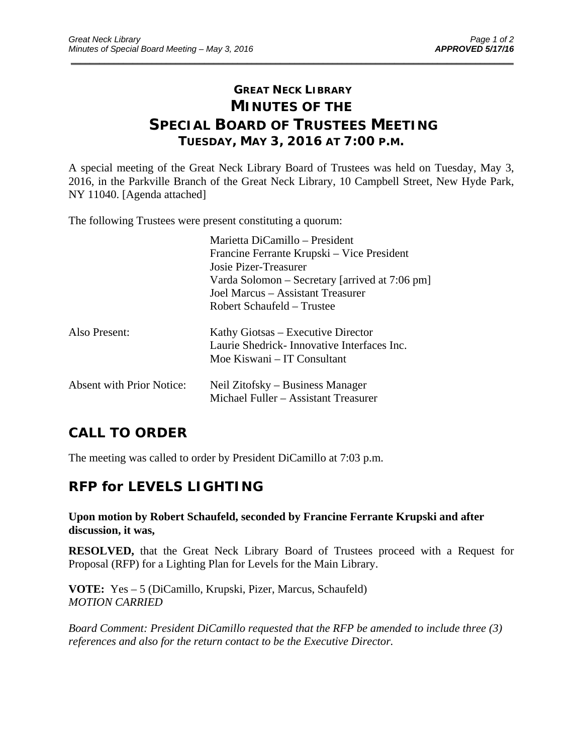# GREAT NECK LIBRARY
# MINUTES OF THE
# SPECIAL BOARD OF TRUSTEES MEETING
## TUESDAY, MAY 3, 2016 AT 7:00 P.M.

A special meeting of the Great Neck Library Board of Trustees was held on Tuesday, May 3, 2016, in the Parkville Branch of the Great Neck Library, 10 Campbell Street, New Hyde Park, NY 11040. [Agenda attached]

The following Trustees were present constituting a quorum:

Marietta DiCamillo – President
Francine Ferrante Krupski – Vice President
Josie Pizer-Treasurer
Varda Solomon – Secretary [arrived at 7:06 pm]
Joel Marcus – Assistant Treasurer
Robert Schaufeld – Trustee

Also Present:

Kathy Giotsas – Executive Director
Laurie Shedrick- Innovative Interfaces Inc.
Moe Kiswani – IT Consultant

Absent with Prior Notice:

Neil Zitofsky – Business Manager
Michael Fuller – Assistant Treasurer

## CALL TO ORDER

The meeting was called to order by President DiCamillo at 7:03 p.m.

## RFP for LEVELS LIGHTING

**Upon motion by Robert Schaufeld, seconded by Francine Ferrante Krupski and after discussion, it was,**

**RESOLVED,** that the Great Neck Library Board of Trustees proceed with a Request for Proposal (RFP) for a Lighting Plan for Levels for the Main Library.

**VOTE:** Yes – 5 (DiCamillo, Krupski, Pizer, Marcus, Schaufeld)
*MOTION CARRIED*

*Board Comment: President DiCamillo requested that the RFP be amended to include three (3) references and also for the return contact to be the Executive Director.*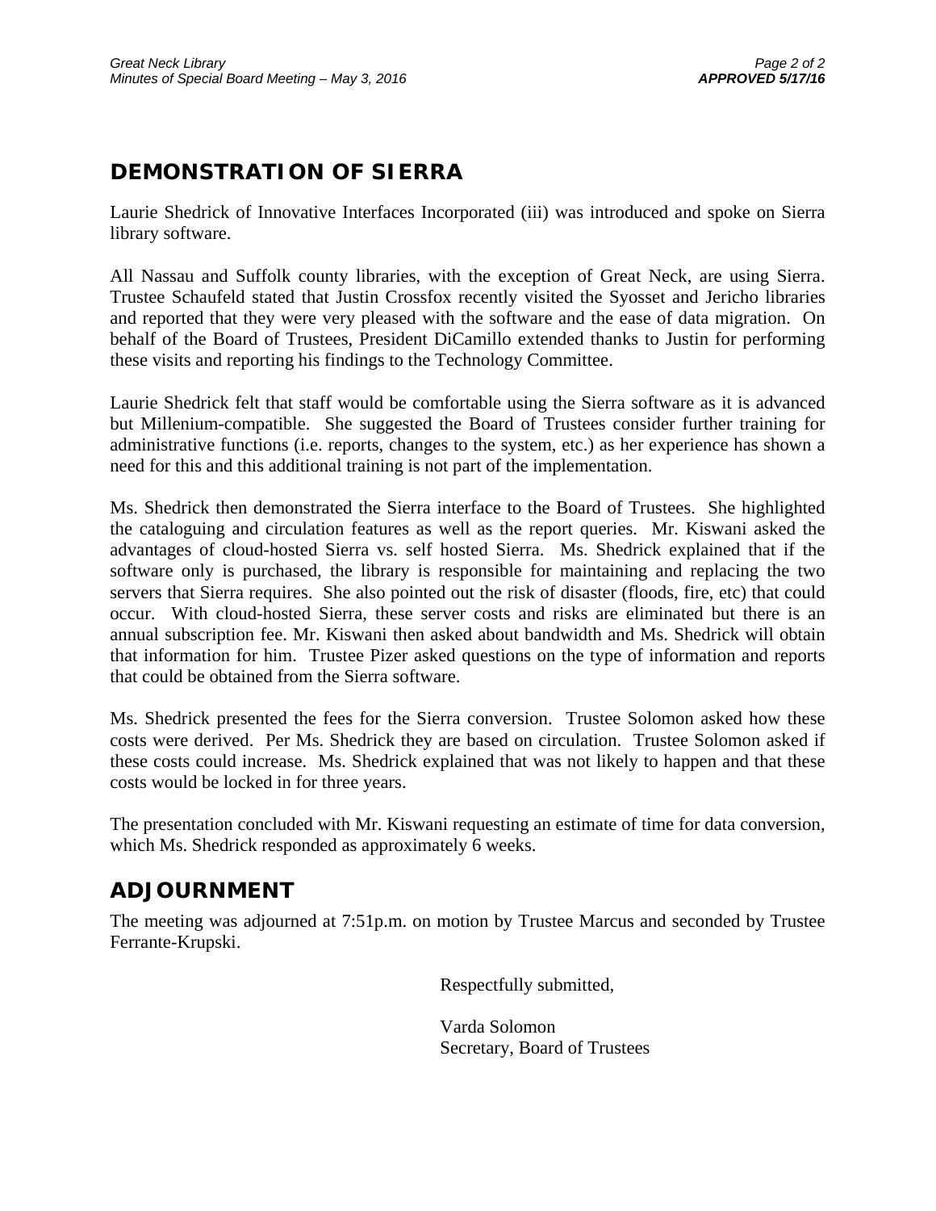## DEMONSTRATION OF SIERRA

Laurie Shedrick of Innovative Interfaces Incorporated (iii) was introduced and spoke on Sierra library software.

All Nassau and Suffolk county libraries, with the exception of Great Neck, are using Sierra. Trustee Schaufeld stated that Justin Crossfox recently visited the Syosset and Jericho libraries and reported that they were very pleased with the software and the ease of data migration. On behalf of the Board of Trustees, President DiCamillo extended thanks to Justin for performing these visits and reporting his findings to the Technology Committee.

Laurie Shedrick felt that staff would be comfortable using the Sierra software as it is advanced but Millenium-compatible. She suggested the Board of Trustees consider further training for administrative functions (i.e. reports, changes to the system, etc.) as her experience has shown a need for this and this additional training is not part of the implementation.

Ms. Shedrick then demonstrated the Sierra interface to the Board of Trustees. She highlighted the cataloguing and circulation features as well as the report queries. Mr. Kiswani asked the advantages of cloud-hosted Sierra vs. self hosted Sierra. Ms. Shedrick explained that if the software only is purchased, the library is responsible for maintaining and replacing the two servers that Sierra requires. She also pointed out the risk of disaster (floods, fire, etc) that could occur. With cloud-hosted Sierra, these server costs and risks are eliminated but there is an annual subscription fee. Mr. Kiswani then asked about bandwidth and Ms. Shedrick will obtain that information for him. Trustee Pizer asked questions on the type of information and reports that could be obtained from the Sierra software.

Ms. Shedrick presented the fees for the Sierra conversion. Trustee Solomon asked how these costs were derived. Per Ms. Shedrick they are based on circulation. Trustee Solomon asked if these costs could increase. Ms. Shedrick explained that was not likely to happen and that these costs would be locked in for three years.

The presentation concluded with Mr. Kiswani requesting an estimate of time for data conversion, which Ms. Shedrick responded as approximately 6 weeks.

## ADJOURNMENT

The meeting was adjourned at 7:51p.m. on motion by Trustee Marcus and seconded by Trustee Ferrante-Krupski.

Respectfully submitted,

Varda Solomon
Secretary, Board of Trustees